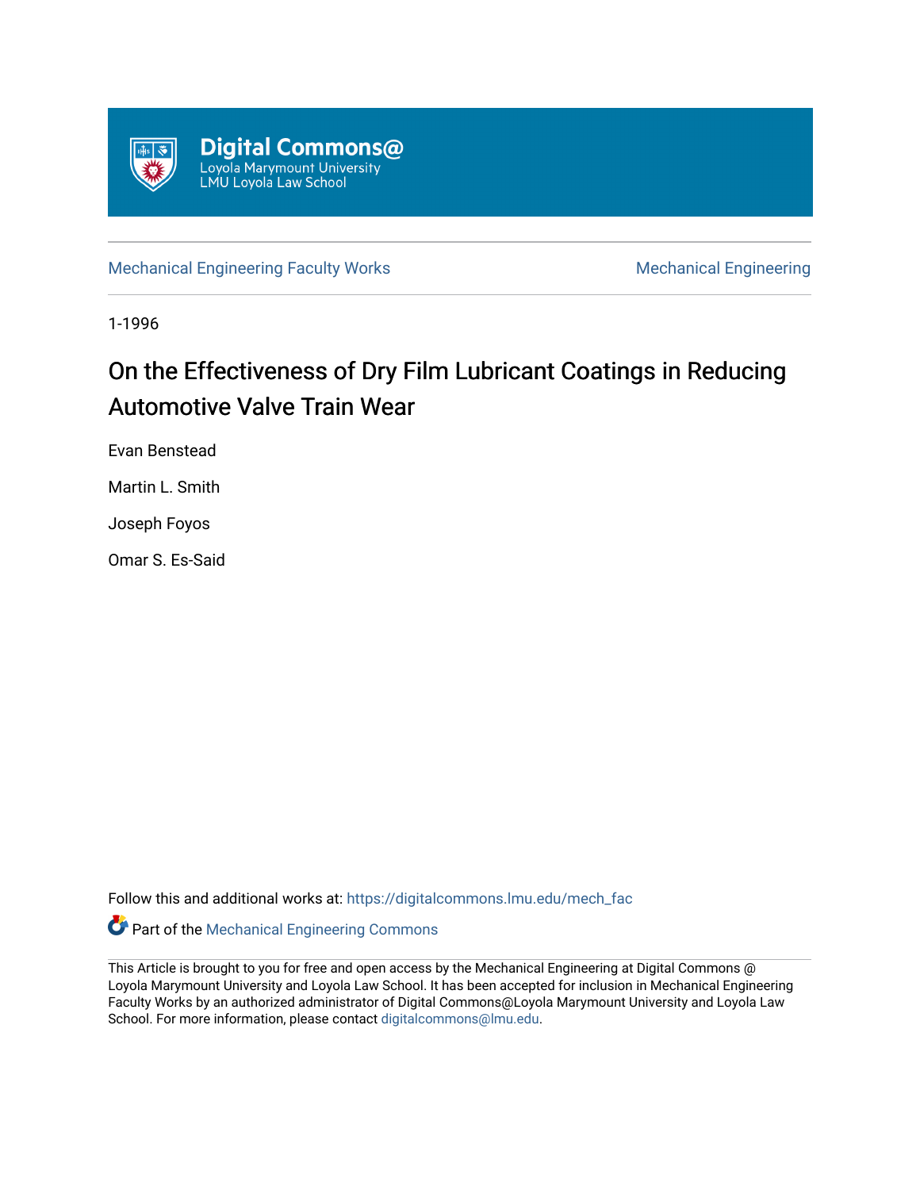Digital Commons@ Loyola Marymount University LMU Loyola Law School

Mechanical Engineering Faculty Works | Mechanical Engineering

1-1996

# On the Effectiveness of Dry Film Lubricant Coatings in Reducing Automotive Valve Train Wear

Evan Benstead

Martin L. Smith

Joseph Foyos

Omar S. Es-Said

Follow this and additional works at: https://digitalcommons.lmu.edu/mech_fac

Part of the Mechanical Engineering Commons

This Article is brought to you for free and open access by the Mechanical Engineering at Digital Commons @ Loyola Marymount University and Loyola Law School. It has been accepted for inclusion in Mechanical Engineering Faculty Works by an authorized administrator of Digital Commons@Loyola Marymount University and Loyola Law School. For more information, please contact digitalcommons@lmu.edu.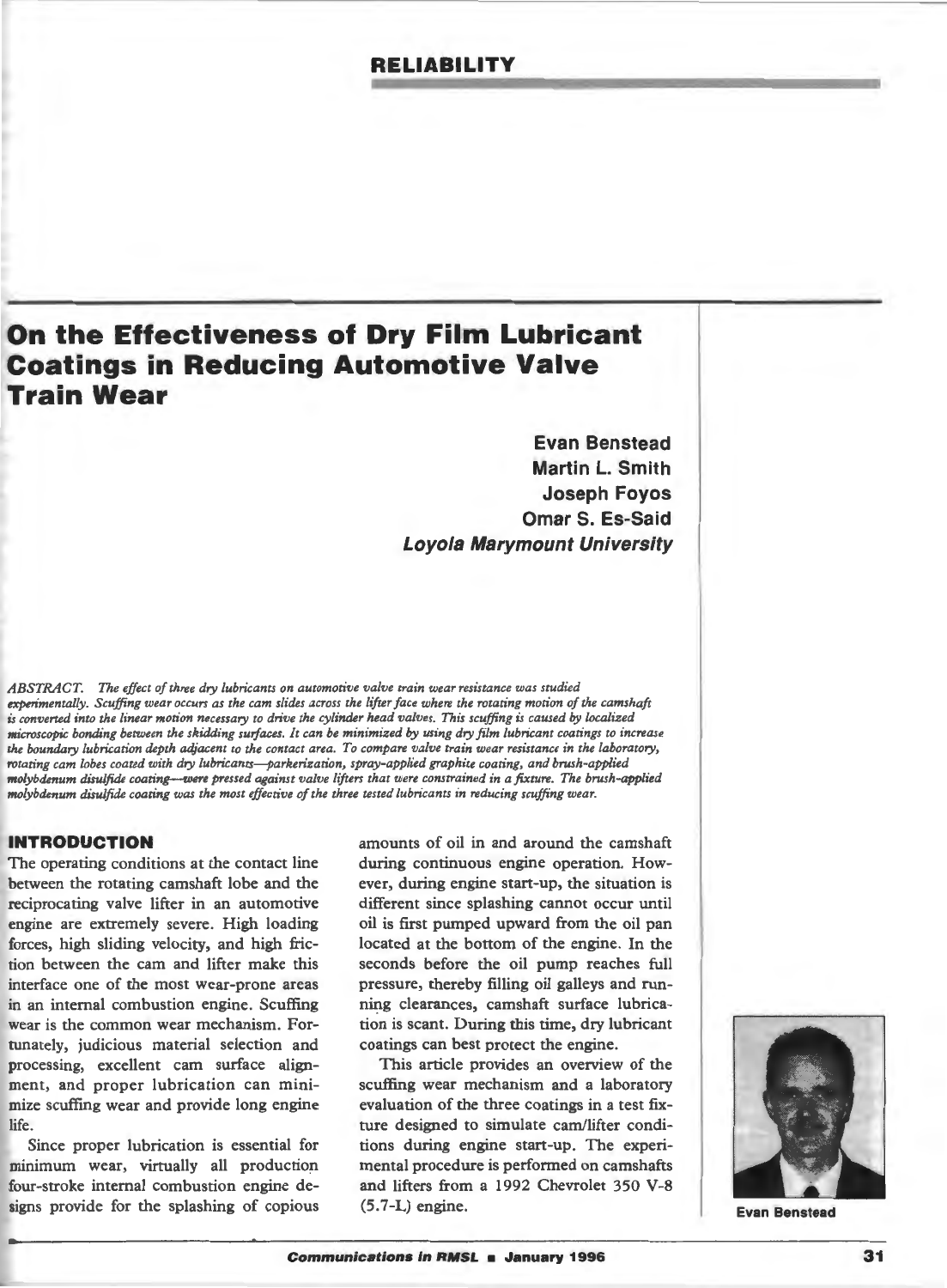# On the Effectiveness of Dry Film Lubricant Coatings in Reducing Automotive Valve Train Wear

**Evan Benstead**
**Martin L. Smith**
**Joseph Foyos**
**Omar S. Es-Said**
***Loyola Marymount University***

*ABSTRACT. The effect of three dry lubricants on automotive valve train wear resistance was studied experimentally. Scuffing wear occurs as the cam slides across the lifter face where the rotating motion of the camshaft is converted into the linear motion necessary to drive the cylinder head valves. This scuffing is caused by localized microscopic bonding between the skidding surfaces. It can be minimized by using dry film lubricant coatings to increase the boundary lubrication depth adjacent to the contact area. To compare valve train wear resistance in the laboratory, rotating cam lobes coated with dry lubricants—parkerization, spray-applied graphite coating, and brush-applied molybdenum disulfide coating—were pressed against valve lifters that were constrained in a fixture. The brush-applied molybdenum disulfide coating was the most effective of the three tested lubricants in reducing scuffing wear.*

## INTRODUCTION

The operating conditions at the contact line between the rotating camshaft lobe and the reciprocating valve lifter in an automotive engine are extremely severe. High loading forces, high sliding velocity, and high friction between the cam and lifter make this interface one of the most wear-prone areas in an internal combustion engine. Scuffing wear is the common wear mechanism. Fortunately, judicious material selection and processing, excellent cam surface alignment, and proper lubrication can minimize scuffing wear and provide long engine life.

Since proper lubrication is essential for minimum wear, virtually all production four-stroke internal combustion engine designs provide for the splashing of copious amounts of oil in and around the camshaft during continuous engine operation. However, during engine start-up, the situation is different since splashing cannot occur until oil is first pumped upward from the oil pan located at the bottom of the engine. In the seconds before the oil pump reaches full pressure, thereby filling oil galleys and running clearances, camshaft surface lubrication is scant. During this time, dry lubricant coatings can best protect the engine.

This article provides an overview of the scuffing wear mechanism and a laboratory evaluation of the three coatings in a test fixture designed to simulate cam/lifter conditions during engine start-up. The experimental procedure is performed on camshafts and lifters from a 1992 Chevrolet 350 V-8 (5.7-L) engine.

Evan Benstead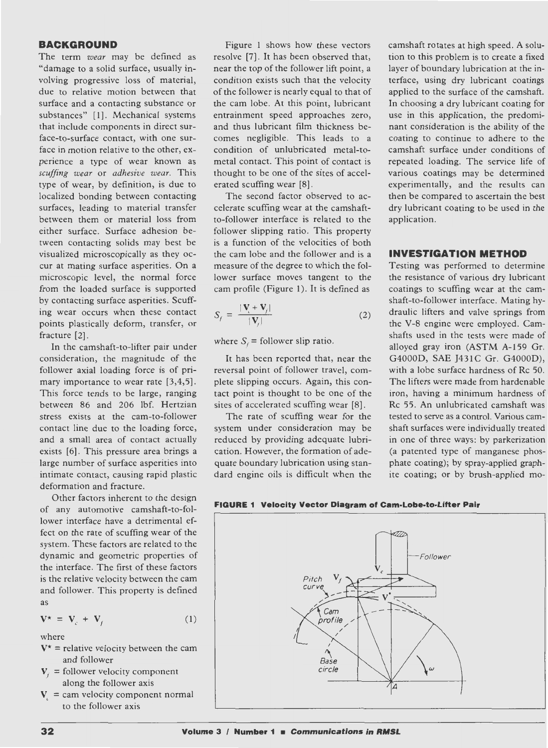## BACKGROUND

The term *wear* may be defined as "damage to a solid surface, usually involving progressive loss of material, due to relative motion between that surface and a contacting substance or substances" [1]. Mechanical systems that include components in direct surface-to-surface contact, with one surface in motion relative to the other, experience a type of wear known as *scuffing wear* or *adhesive wear*. This type of wear, by definition, is due to localized bonding between contacting surfaces, leading to material transfer between them or material loss from either surface. Surface adhesion between contacting solids may best be visualized microscopically as they occur at mating surface asperities. On a microscopic level, the normal force from the loaded surface is supported by contacting surface asperities. Scuffing wear occurs when these contact points plastically deform, transfer, or fracture [2].

In the camshaft-to-lifter pair under consideration, the magnitude of the follower axial loading force is of primary importance to wear rate [3,4,5]. This force tends to be large, ranging between 86 and 206 lbf. Hertzian stress exists at the cam-to-follower contact line due to the loading force, and a small area of contact actually exists [6]. This pressure area brings a large number of surface asperities into intimate contact, causing rapid plastic deformation and fracture.

Other factors inherent to the design of any automotive camshaft-to-follower interface have a detrimental effect on the rate of scuffing wear of the system. These factors are related to the dynamic and geometric properties of the interface. The first of these factors is the relative velocity between the cam and follower. This property is defined as

$$\mathbf{V}^* = \mathbf{V}_c + \mathbf{V}_f \tag{1}$$

where

- $\mathbf{V}^*$ = relative velocity between the cam and follower
- $\mathbf{V}_f$ = follower velocity component along the follower axis
- $\mathbf{V}_c$ = cam velocity component normal to the follower axis

Figure 1 shows how these vectors resolve [7]. It has been observed that, near the top of the follower lift point, a condition exists such that the velocity of the follower is nearly equal to that of the cam lobe. At this point, lubricant entrainment speed approaches zero, and thus lubricant film thickness becomes negligible. This leads to a condition of unlubricated metal-to-metal contact. This point of contact is thought to be one of the sites of accelerated scuffing wear [8].

The second factor observed to accelerate scuffing wear at the camshaft-to-follower interface is related to the follower slipping ratio. This property is a function of the velocities of both the cam lobe and the follower and is a measure of the degree to which the follower surface moves tangent to the cam profile (Figure 1). It is defined as

$$S_f = \frac{|\mathbf{V}_c + \mathbf{V}_f|}{|\mathbf{V}_f|} \tag{2}$$

where $S_f$ = follower slip ratio.

It has been reported that, near the reversal point of follower travel, complete slipping occurs. Again, this contact point is thought to be one of the sites of accelerated scuffing wear [8].

The rate of scuffing wear for the system under consideration may be reduced by providing adequate lubrication. However, the formation of adequate boundary lubrication using standard engine oils is difficult when the camshaft rotates at high speed. A solution to this problem is to create a fixed layer of boundary lubrication at the interface, using dry lubricant coatings applied to the surface of the camshaft. In choosing a dry lubricant coating for use in this application, the predominant consideration is the ability of the coating to continue to adhere to the camshaft surface under conditions of repeated loading. The service life of various coatings may be determined experimentally, and the results can then be compared to ascertain the best dry lubricant coating to be used in the application.

## INVESTIGATION METHOD

Testing was performed to determine the resistance of various dry lubricant coatings to scuffing wear at the camshaft-to-follower interface. Mating hydraulic lifters and valve springs from the V-8 engine were employed. Camshafts used in the tests were made of alloyed gray iron (ASTM A-159 Gr. G4000D, SAE J431C Gr. G4000D), with a lobe surface hardness of Rc 50. The lifters were made from hardenable iron, having a minimum hardness of Rc 55. An unlubricated camshaft was tested to serve as a control. Various camshaft surfaces were individually treated in one of three ways: by parkerization (a patented type of manganese phosphate coating); by spray-applied graphite coating; or by brush-applied mo-

**FIGURE 1 Velocity Vector Diagram of Cam-Lobe-to-Lifter Pair**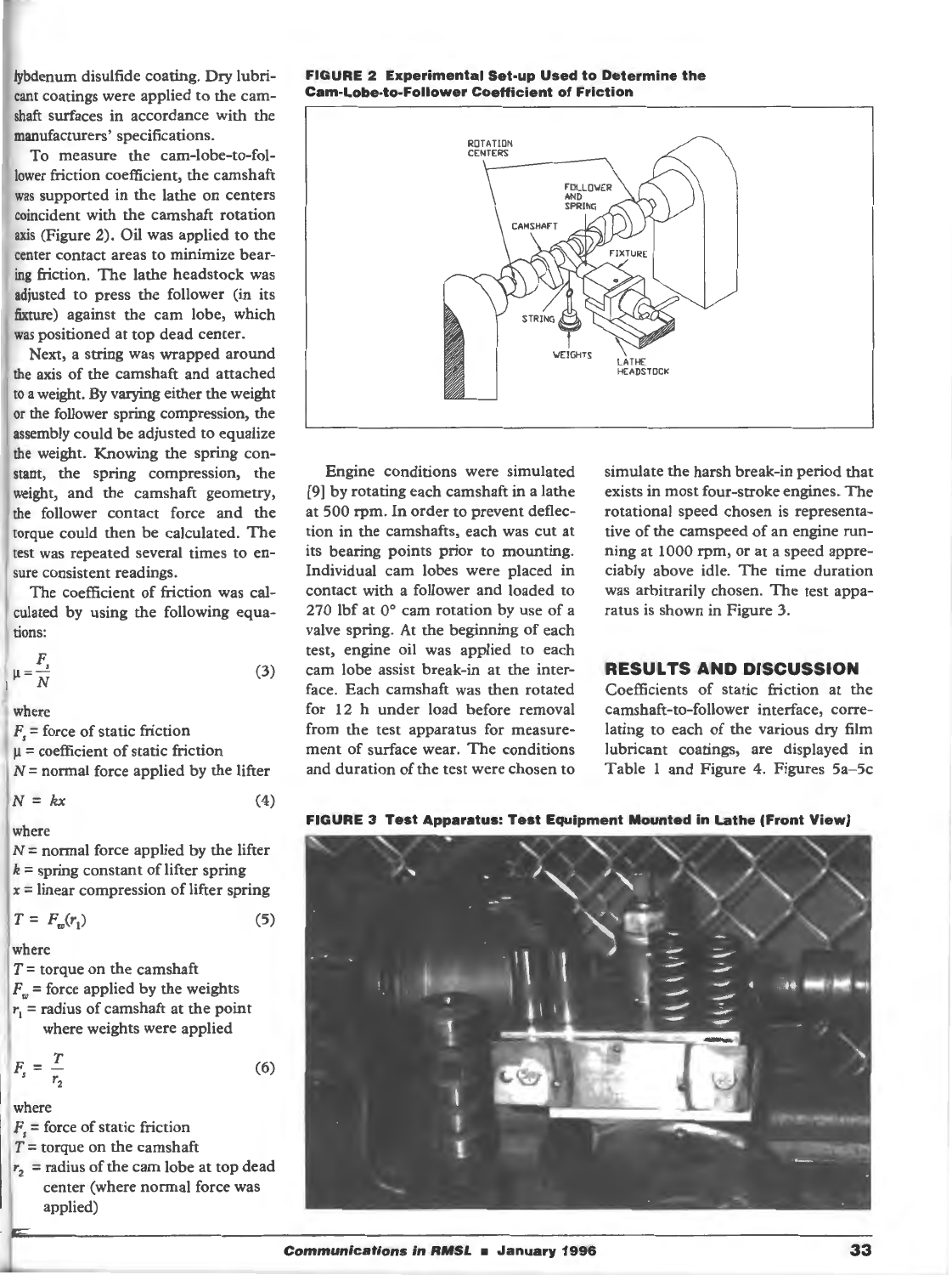lybdenum disulfide coating. Dry lubricant coatings were applied to the camshaft surfaces in accordance with the manufacturers' specifications.

To measure the cam-lobe-to-follower friction coefficient, the camshaft was supported in the lathe on centers coincident with the camshaft rotation axis (Figure 2). Oil was applied to the center contact areas to minimize bearing friction. The lathe headstock was adjusted to press the follower (in its fixture) against the cam lobe, which was positioned at top dead center.

Next, a string was wrapped around the axis of the camshaft and attached to a weight. By varying either the weight or the follower spring compression, the assembly could be adjusted to equalize the weight. Knowing the spring constant, the spring compression, the weight, and the camshaft geometry, the follower contact force and the torque could then be calculated. The test was repeated several times to ensure consistent readings.

The coefficient of friction was calculated by using the following equations:

$$\mu = \frac{F_s}{N} \tag{3}$$

where

$F_s$ = force of static friction
$\mu$ = coefficient of static friction
$N$ = normal force applied by the lifter

$$N = kx \tag{4}$$

where

$N$ = normal force applied by the lifter
$k$ = spring constant of lifter spring
$x$ = linear compression of lifter spring

$$T = F_w(r_1) \tag{5}$$

where

$T$ = torque on the camshaft
$F_w$ = force applied by the weights
$r_1$ = radius of camshaft at the point where weights were applied

$$F_s = \frac{T}{r_2} \tag{6}$$

where

$F_s$ = force of static friction
$T$ = torque on the camshaft
$r_2$ = radius of the cam lobe at top dead center (where normal force was applied)

**FIGURE 2 Experimental Set-up Used to Determine the Cam-Lobe-to-Follower Coefficient of Friction**

Engine conditions were simulated [9] by rotating each camshaft in a lathe at 500 rpm. In order to prevent deflection in the camshafts, each was cut at its bearing points prior to mounting. Individual cam lobes were placed in contact with a follower and loaded to 270 lbf at 0° cam rotation by use of a valve spring. At the beginning of each test, engine oil was applied to each cam lobe assist break-in at the interface. Each camshaft was then rotated for 12 h under load before removal from the test apparatus for measurement of surface wear. The conditions and duration of the test were chosen to simulate the harsh break-in period that exists in most four-stroke engines. The rotational speed chosen is representative of the camspeed of an engine running at 1000 rpm, or at a speed appreciably above idle. The time duration was arbitrarily chosen. The test apparatus is shown in Figure 3.

**FIGURE 3 Test Apparatus: Test Equipment Mounted in Lathe (Front View)**

## RESULTS AND DISCUSSION

Coefficients of static friction at the camshaft-to-follower interface, correlating to each of the various dry film lubricant coatings, are displayed in Table 1 and Figure 4. Figures 5a–5c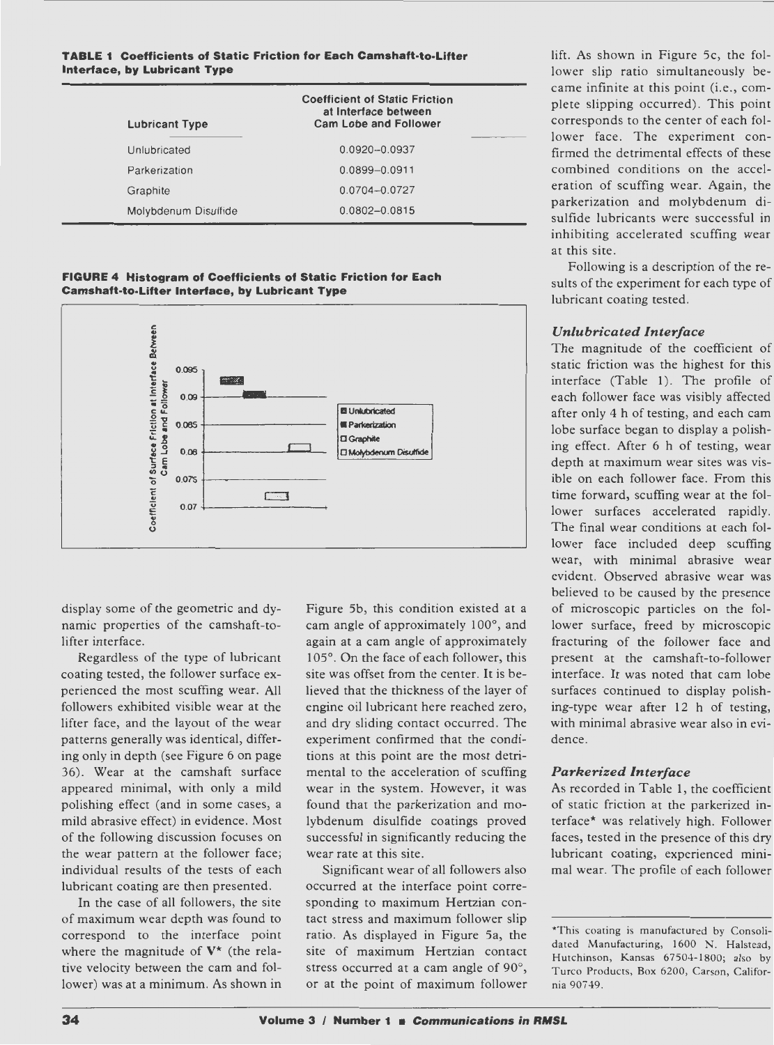**TABLE 1 Coefficients of Static Friction for Each Camshaft-to-Lifter Interface, by Lubricant Type**

| Lubricant Type | Coefficient of Static Friction at Interface between Cam Lobe and Follower |
|---|---|
| Unlubricated | 0.0920–0.0937 |
| Parkerization | 0.0899–0.0911 |
| Graphite | 0.0704–0.0727 |
| Molybdenum Disulfide | 0.0802–0.0815 |

**FIGURE 4 Histogram of Coefficients of Static Friction for Each Camshaft-to-Lifter Interface, by Lubricant Type**

display some of the geometric and dynamic properties of the camshaft-to-lifter interface.

Regardless of the type of lubricant coating tested, the follower surface experienced the most scuffing wear. All followers exhibited visible wear at the lifter face, and the layout of the wear patterns generally was identical, differing only in depth (see Figure 6 on page 36). Wear at the camshaft surface appeared minimal, with only a mild polishing effect (and in some cases, a mild abrasive effect) in evidence. Most of the following discussion focuses on the wear pattern at the follower face; individual results of the tests of each lubricant coating are then presented.

In the case of all followers, the site of maximum wear depth was found to correspond to the interface point where the magnitude of **V*** (the relative velocity between the cam and follower) was at a minimum. As shown in Figure 5b, this condition existed at a cam angle of approximately 100°, and again at a cam angle of approximately 105°. On the face of each follower, this site was offset from the center. It is believed that the thickness of the layer of engine oil lubricant here reached zero, and dry sliding contact occurred. The experiment confirmed that the conditions at this point are the most detrimental to the acceleration of scuffing wear in the system. However, it was found that the parkerization and molybdenum disulfide coatings proved successful in significantly reducing the wear rate at this site.

Significant wear of all followers also occurred at the interface point corresponding to maximum Hertzian contact stress and maximum follower slip ratio. As displayed in Figure 5a, the site of maximum Hertzian contact stress occurred at a cam angle of 90°, or at the point of maximum follower lift. As shown in Figure 5c, the follower slip ratio simultaneously became infinite at this point (i.e., complete slipping occurred). This point corresponds to the center of each follower face. The experiment confirmed the detrimental effects of these combined conditions on the acceleration of scuffing wear. Again, the parkerization and molybdenum disulfide lubricants were successful in inhibiting accelerated scuffing wear at this site.

Following is a description of the results of the experiment for each type of lubricant coating tested.

### *Unlubricated Interface*

The magnitude of the coefficient of static friction was the highest for this interface (Table 1). The profile of each follower face was visibly affected after only 4 h of testing, and each cam lobe surface began to display a polishing effect. After 6 h of testing, wear depth at maximum wear sites was visible on each follower face. From this time forward, scuffing wear at the follower surfaces accelerated rapidly. The final wear conditions at each follower face included deep scuffing wear, with minimal abrasive wear evident. Observed abrasive wear was believed to be caused by the presence of microscopic particles on the follower surface, freed by microscopic fracturing of the follower face and present at the camshaft-to-follower interface. It was noted that cam lobe surfaces continued to display polishing-type wear after 12 h of testing, with minimal abrasive wear also in evidence.

### *Parkerized Interface*

As recorded in Table 1, the coefficient of static friction at the parkerized interface* was relatively high. Follower faces, tested in the presence of this dry lubricant coating, experienced minimal wear. The profile of each follower

*This coating is manufactured by Consolidated Manufacturing, 1600 N. Halstead, Hutchinson, Kansas 67504-1800; also by Turco Products, Box 6200, Carson, California 90749.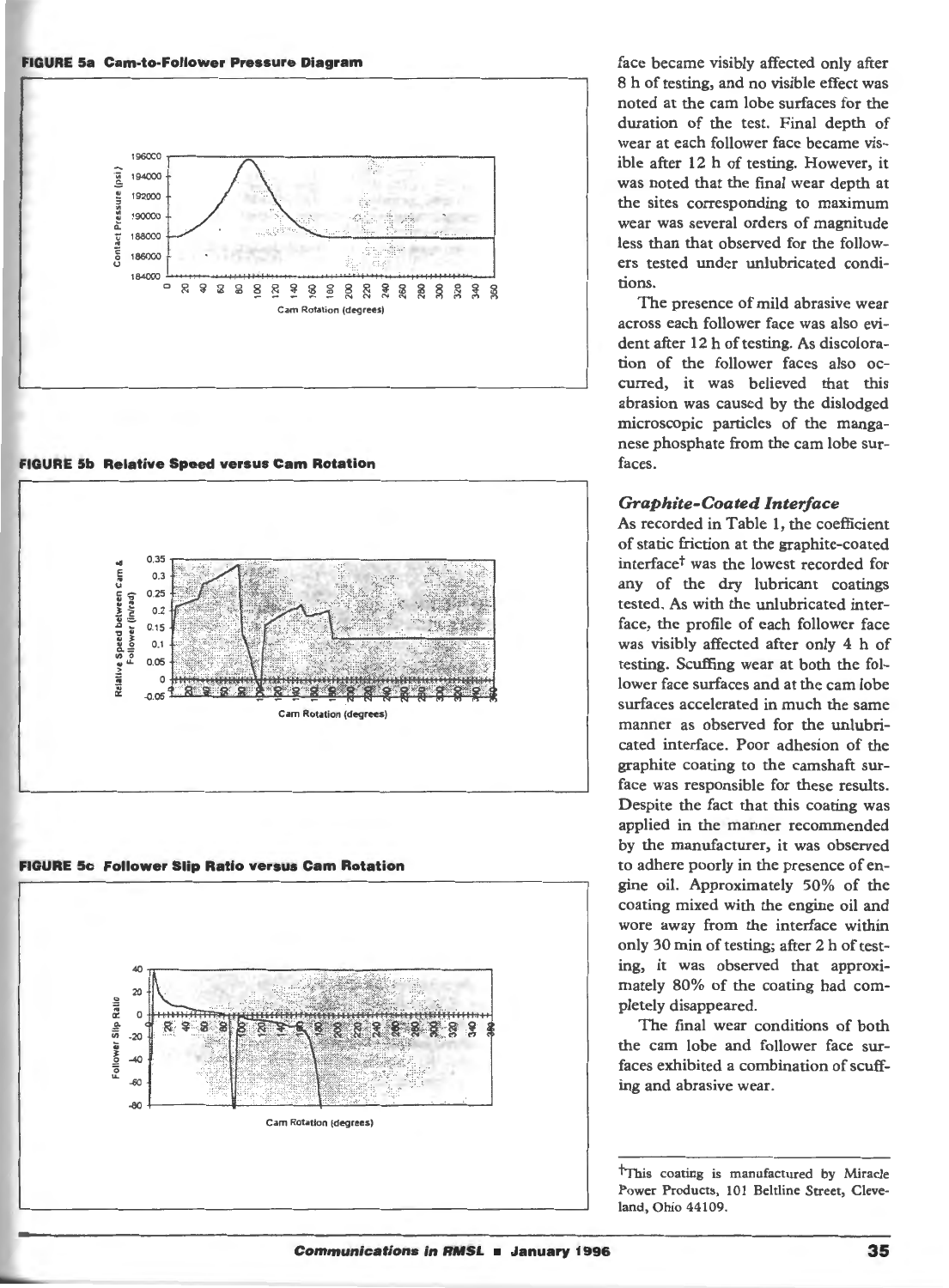**FIGURE 5a Cam-to-Follower Pressure Diagram**

**FIGURE 5b Relative Speed versus Cam Rotation**

**FIGURE 5c Follower Slip Ratio versus Cam Rotation**

face became visibly affected only after 8 h of testing, and no visible effect was noted at the cam lobe surfaces for the duration of the test. Final depth of wear at each follower face became visible after 12 h of testing. However, it was noted that the final wear depth at the sites corresponding to maximum wear was several orders of magnitude less than that observed for the followers tested under unlubricated conditions.

The presence of mild abrasive wear across each follower face was also evident after 12 h of testing. As discoloration of the follower faces also occurred, it was believed that this abrasion was caused by the dislodged microscopic particles of the manganese phosphate from the cam lobe surfaces.

### *Graphite-Coated Interface*

As recorded in Table 1, the coefficient of static friction at the graphite-coated interface† was the lowest recorded for any of the dry lubricant coatings tested. As with the unlubricated interface, the profile of each follower face was visibly affected after only 4 h of testing. Scuffing wear at both the follower face surfaces and at the cam lobe surfaces accelerated in much the same manner as observed for the unlubricated interface. Poor adhesion of the graphite coating to the camshaft surface was responsible for these results. Despite the fact that this coating was applied in the manner recommended by the manufacturer, it was observed to adhere poorly in the presence of engine oil. Approximately 50% of the coating mixed with the engine oil and wore away from the interface within only 30 min of testing; after 2 h of testing, it was observed that approximately 80% of the coating had completely disappeared.

The final wear conditions of both the cam lobe and follower face surfaces exhibited a combination of scuffing and abrasive wear.

---

†This coating is manufactured by Miracle Power Products, 101 Beltline Street, Cleveland, Ohio 44109.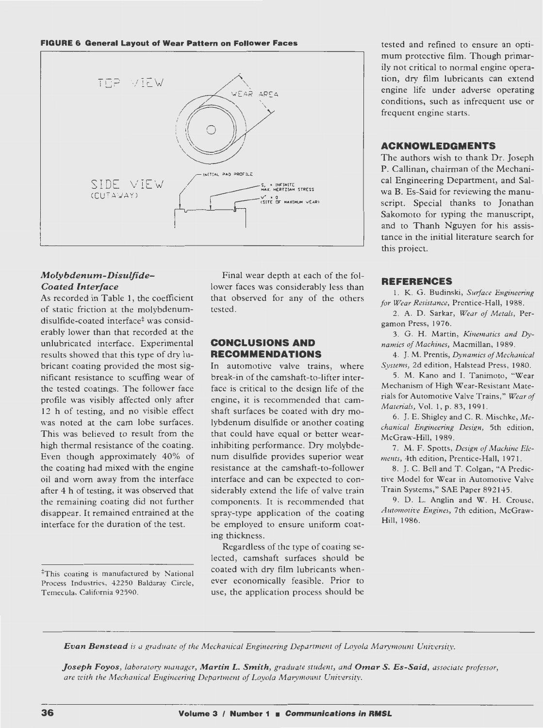**FIGURE 6 General Layout of Wear Pattern on Follower Faces**

TOP VIEW

WEAR AREA

SIDE VIEW
(CUTAWAY)

INITIAL PAD PROFILE

$S_c$ = INFINITE
MAX. HERTZIAN STRESS

$V' = 0$
(SITE OF MAXIMUM WEAR)

### *Molybdenum-Disulfide-Coated Interface*

As recorded in Table 1, the coefficient of static friction at the molybdenum-disulfide-coated interface‡ was considerably lower than that recorded at the unlubricated interface. Experimental results showed that this type of dry lubricant coating provided the most significant resistance to scuffing wear of the tested coatings. The follower face profile was visibly affected only after 12 h of testing, and no visible effect was noted at the cam lobe surfaces. This was believed to result from the high thermal resistance of the coating. Even though approximately 40% of the coating had mixed with the engine oil and worn away from the interface after 4 h of testing, it was observed that the remaining coating did not further disappear. It remained entrained at the interface for the duration of the test.

Final wear depth at each of the follower faces was considerably less than that observed for any of the others tested.

## CONCLUSIONS AND RECOMMENDATIONS

In automotive valve trains, where break-in of the camshaft-to-lifter interface is critical to the design life of the engine, it is recommended that camshaft surfaces be coated with dry molybdenum disulfide or another coating that could have equal or better wear-inhibiting performance. Dry molybdenum disulfide provides superior wear resistance at the camshaft-to-follower interface and can be expected to considerably extend the life of valve train components. It is recommended that spray-type application of the coating be employed to ensure uniform coating thickness.

Regardless of the type of coating selected, camshaft surfaces should be coated with dry film lubricants whenever economically feasible. Prior to use, the application process should be tested and refined to ensure an optimum protective film. Though primarily not critical to normal engine operation, dry film lubricants can extend engine life under adverse operating conditions, such as infrequent use or frequent engine starts.

## ACKNOWLEDGMENTS

The authors wish to thank Dr. Joseph P. Callinan, chairman of the Mechanical Engineering Department, and Salwa B. Es-Said for reviewing the manuscript. Special thanks to Jonathan Sakomoto for typing the manuscript, and to Thanh Nguyen for his assistance in the initial literature search for this project.

## REFERENCES

1. K. G. Budinski, *Surface Engineering for Wear Resistance*, Prentice-Hall, 1988.
2. A. D. Sarkar, *Wear of Metals*, Pergamon Press, 1976.
3. G. H. Martin, *Kinematics and Dynamics of Machines*, Macmillan, 1989.
4. J. M. Prentis, *Dynamics of Mechanical Systems*, 2d edition, Halstead Press, 1980.
5. M. Kano and I. Tanimoto, "Wear Mechanism of High Wear-Resistant Materials for Automotive Valve Trains," *Wear of Materials*, Vol. 1, p. 83, 1991.
6. J. E. Shigley and C. R. Mischke, *Mechanical Engineering Design*, 5th edition, McGraw-Hill, 1989.
7. M. F. Spotts, *Design of Machine Elements*, 4th edition, Prentice-Hall, 1971.
8. J. C. Bell and T. Colgan, "A Predictive Model for Wear in Automotive Valve Train Systems," SAE Paper 892145.
9. D. L. Anglin and W. H. Crouse, *Automotive Engines*, 7th edition, McGraw-Hill, 1986.

‡This coating is manufactured by National Process Industries, 42250 Baldaray Circle, Temecula, California 92590.

***Evan Benstead*** *is a graduate of the Mechanical Engineering Department of Loyola Marymount University.*

***Joseph Foyos,*** *laboratory manager,* ***Martin L. Smith,*** *graduate student, and* ***Omar S. Es-Said,*** *associate professor, are with the Mechanical Engineering Department of Loyola Marymount University.*